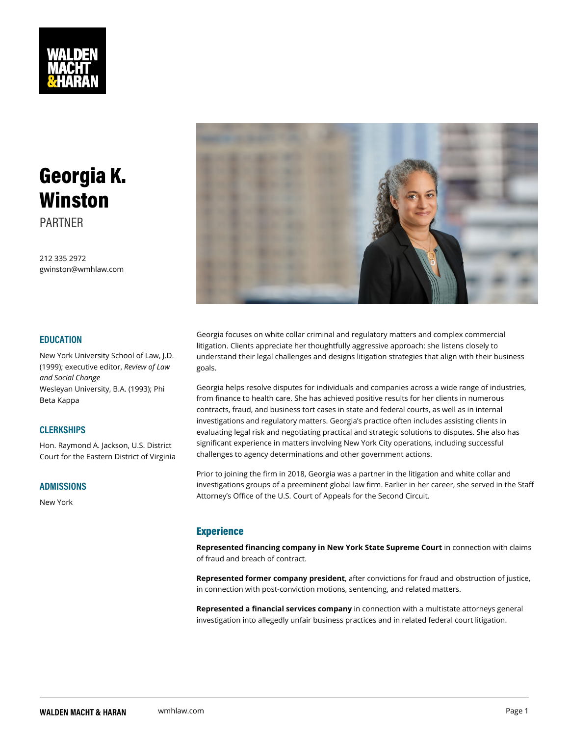# Georgia K. Winston

PARTNER

212 335 2972
gwinston@wmhlaw.com

## EDUCATION

New York University School of Law, J.D. (1999); executive editor, *Review of Law and Social Change*
Wesleyan University, B.A. (1993); Phi Beta Kappa

## CLERKSHIPS

Hon. Raymond A. Jackson, U.S. District Court for the Eastern District of Virginia

## ADMISSIONS

New York

Georgia focuses on white collar criminal and regulatory matters and complex commercial litigation. Clients appreciate her thoughtfully aggressive approach: she listens closely to understand their legal challenges and designs litigation strategies that align with their business goals.

Georgia helps resolve disputes for individuals and companies across a wide range of industries, from finance to health care. She has achieved positive results for her clients in numerous contracts, fraud, and business tort cases in state and federal courts, as well as in internal investigations and regulatory matters. Georgia's practice often includes assisting clients in evaluating legal risk and negotiating practical and strategic solutions to disputes. She also has significant experience in matters involving New York City operations, including successful challenges to agency determinations and other government actions.

Prior to joining the firm in 2018, Georgia was a partner in the litigation and white collar and investigations groups of a preeminent global law firm. Earlier in her career, she served in the Staff Attorney's Office of the U.S. Court of Appeals for the Second Circuit.

## Experience

**Represented financing company in New York State Supreme Court** in connection with claims of fraud and breach of contract.

**Represented former company president**, after convictions for fraud and obstruction of justice, in connection with post-conviction motions, sentencing, and related matters.

**Represented a financial services company** in connection with a multistate attorneys general investigation into allegedly unfair business practices and in related federal court litigation.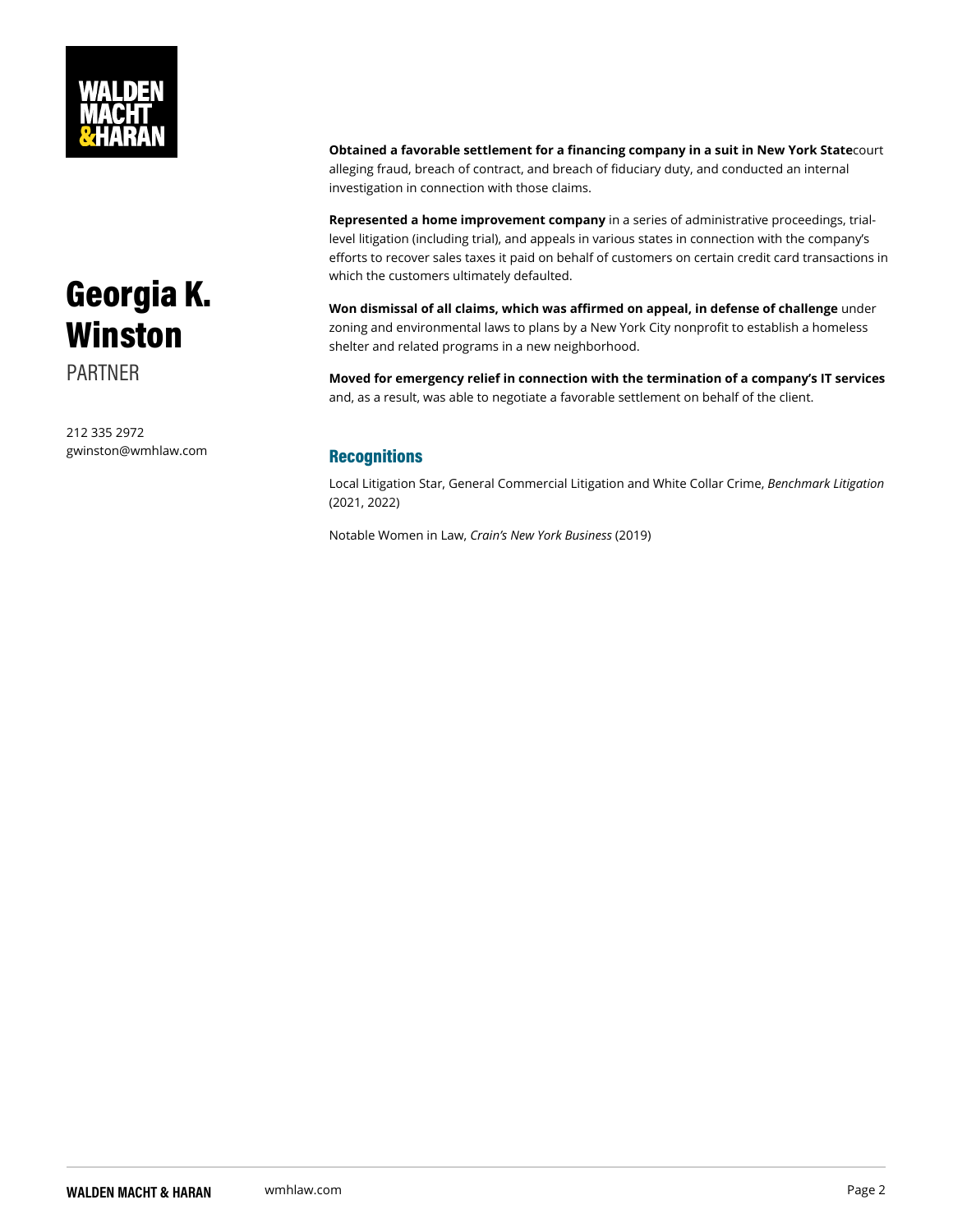# Georgia K. Winston

PARTNER

212 335 2972
gwinston@wmhlaw.com

**Obtained a favorable settlement for a financing company in a suit in New York State** court alleging fraud, breach of contract, and breach of fiduciary duty, and conducted an internal investigation in connection with those claims.

**Represented a home improvement company** in a series of administrative proceedings, trial-level litigation (including trial), and appeals in various states in connection with the company's efforts to recover sales taxes it paid on behalf of customers on certain credit card transactions in which the customers ultimately defaulted.

**Won dismissal of all claims, which was affirmed on appeal, in defense of challenge** under zoning and environmental laws to plans by a New York City nonprofit to establish a homeless shelter and related programs in a new neighborhood.

**Moved for emergency relief in connection with the termination of a company's IT services** and, as a result, was able to negotiate a favorable settlement on behalf of the client.

## Recognitions

Local Litigation Star, General Commercial Litigation and White Collar Crime, *Benchmark Litigation* (2021, 2022)

Notable Women in Law, *Crain's New York Business* (2019)